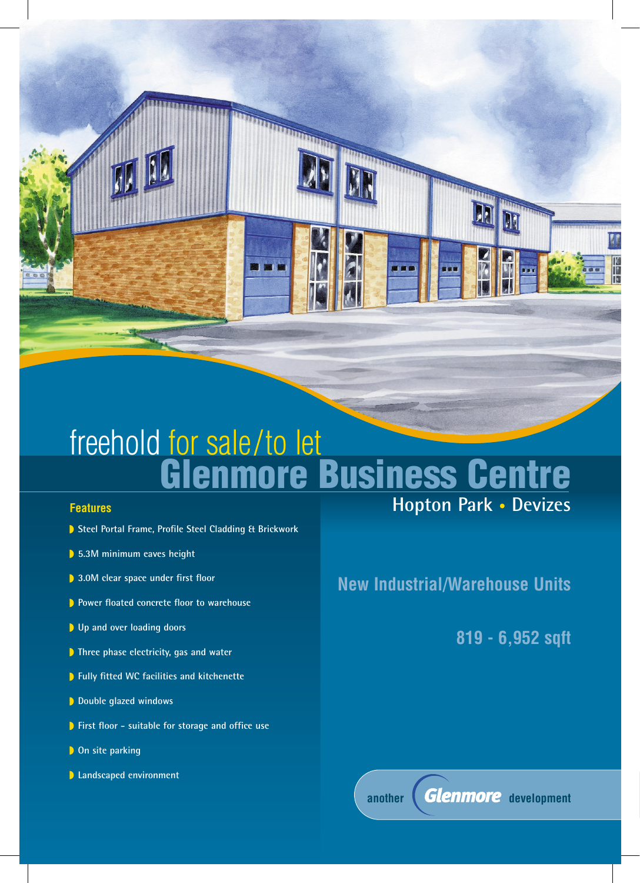freehold for sale/to let

# Glenmore Business Centre

## Hopton Park • Devizes

### Features

- Steel Portal Frame, Profile Steel Cladding & Brickwork
- 5.3M minimum eaves height
- 3.0M clear space under first floor
- Power floated concrete floor to warehouse
- Up and over loading doors
- Three phase electricity, gas and water
- Fully fitted WC facilities and kitchenette
- Double glazed windows
- First floor – suitable for storage and office use
- On site parking
- Landscaped environment

## New Industrial/Warehouse Units

## 819 - 6,952 sqft

another Glenmore development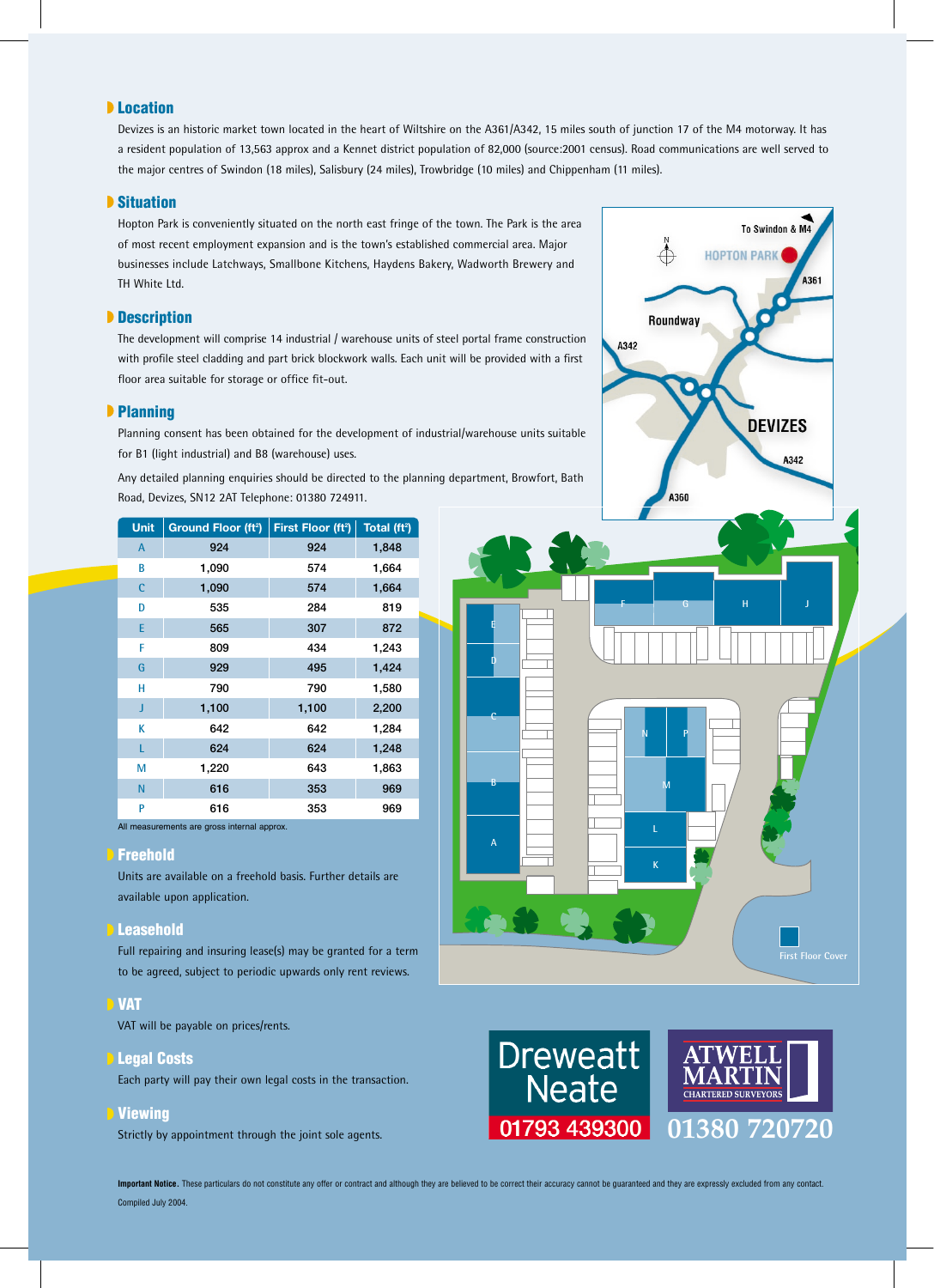## Location

Devizes is an historic market town located in the heart of Wiltshire on the A361/A342, 15 miles south of junction 17 of the M4 motorway. It has a resident population of 13,563 approx and a Kennet district population of 82,000 (source:2001 census). Road communications are well served to the major centres of Swindon (18 miles), Salisbury (24 miles), Trowbridge (10 miles) and Chippenham (11 miles).

## Situation

Hopton Park is conveniently situated on the north east fringe of the town. The Park is the area of most recent employment expansion and is the town's established commercial area. Major businesses include Latchways, Smallbone Kitchens, Haydens Bakery, Wadworth Brewery and TH White Ltd.

To Swindon & M4
HOPTON PARK
A361
Roundway
A342
DEVIZES
A342
A360

## Description

The development will comprise 14 industrial / warehouse units of steel portal frame construction with profile steel cladding and part brick blockwork walls. Each unit will be provided with a first floor area suitable for storage or office fit-out.

## Planning

Planning consent has been obtained for the development of industrial/warehouse units suitable for B1 (light industrial) and B8 (warehouse) uses.

Any detailed planning enquiries should be directed to the planning department, Browfort, Bath Road, Devizes, SN12 2AT Telephone: 01380 724911.

| Unit | Ground Floor (ft²) | First Floor (ft²) | Total (ft²) |
|---|---|---|---|
| A | 924 | 924 | 1,848 |
| B | 1,090 | 574 | 1,664 |
| C | 1,090 | 574 | 1,664 |
| D | 535 | 284 | 819 |
| E | 565 | 307 | 872 |
| F | 809 | 434 | 1,243 |
| G | 929 | 495 | 1,424 |
| H | 790 | 790 | 1,580 |
| J | 1,100 | 1,100 | 2,200 |
| K | 642 | 642 | 1,284 |
| L | 624 | 624 | 1,248 |
| M | 1,220 | 643 | 1,863 |
| N | 616 | 353 | 969 |
| P | 616 | 353 | 969 |

All measurements are gross internal approx.

First Floor Cover

## Freehold

Units are available on a freehold basis. Further details are available upon application.

## Leasehold

Full repairing and insuring lease(s) may be granted for a term to be agreed, subject to periodic upwards only rent reviews.

## VAT

VAT will be payable on prices/rents.

## Legal Costs

Each party will pay their own legal costs in the transaction.

## Viewing

Strictly by appointment through the joint sole agents.

Dreweatt Neate
01793 439300

ATWELL MARTIN
CHARTERED SURVEYORS
01380 720720

**Important Notice.** These particulars do not constitute any offer or contract and although they are believed to be correct their accuracy cannot be guaranteed and they are expressly excluded from any contact.

Compiled July 2004.